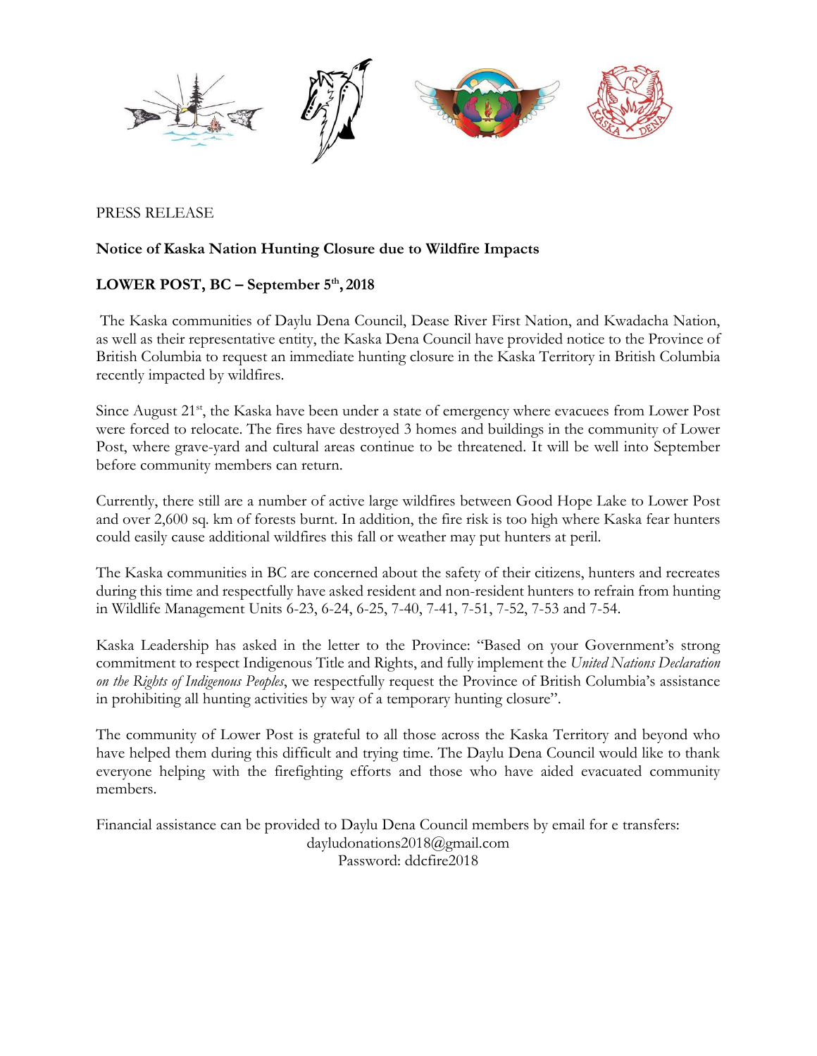PRESS RELEASE

**Notice of Kaska Nation Hunting Closure due to Wildfire Impacts**

**LOWER POST, BC – September 5th, 2018**

The Kaska communities of Daylu Dena Council, Dease River First Nation, and Kwadacha Nation, as well as their representative entity, the Kaska Dena Council have provided notice to the Province of British Columbia to request an immediate hunting closure in the Kaska Territory in British Columbia recently impacted by wildfires.

Since August 21st, the Kaska have been under a state of emergency where evacuees from Lower Post were forced to relocate. The fires have destroyed 3 homes and buildings in the community of Lower Post, where grave-yard and cultural areas continue to be threatened. It will be well into September before community members can return.

Currently, there still are a number of active large wildfires between Good Hope Lake to Lower Post and over 2,600 sq. km of forests burnt. In addition, the fire risk is too high where Kaska fear hunters could easily cause additional wildfires this fall or weather may put hunters at peril.

The Kaska communities in BC are concerned about the safety of their citizens, hunters and recreates during this time and respectfully have asked resident and non-resident hunters to refrain from hunting in Wildlife Management Units 6-23, 6-24, 6-25, 7-40, 7-41, 7-51, 7-52, 7-53 and 7-54.

Kaska Leadership has asked in the letter to the Province: "Based on your Government's strong commitment to respect Indigenous Title and Rights, and fully implement the *United Nations Declaration on the Rights of Indigenous Peoples*, we respectfully request the Province of British Columbia's assistance in prohibiting all hunting activities by way of a temporary hunting closure".

The community of Lower Post is grateful to all those across the Kaska Territory and beyond who have helped them during this difficult and trying time. The Daylu Dena Council would like to thank everyone helping with the firefighting efforts and those who have aided evacuated community members.

Financial assistance can be provided to Daylu Dena Council members by email for e transfers:

dayludonations2018@gmail.com

Password: ddcfire2018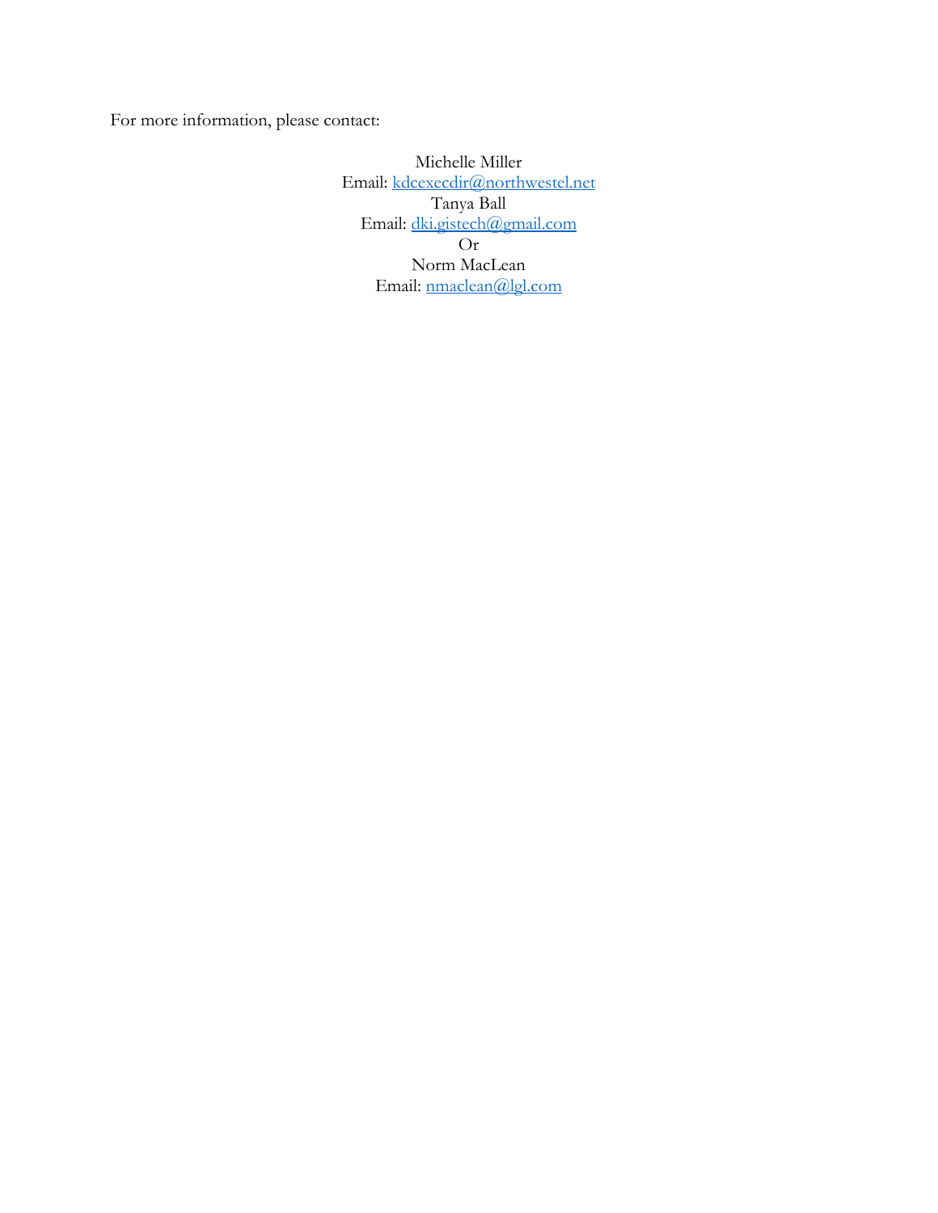For more information, please contact:

Michelle Miller
Email: kdcexecdir@northwestel.net
Tanya Ball
Email: dki.gistech@gmail.com
Or
Norm MacLean
Email: nmaclean@lgl.com